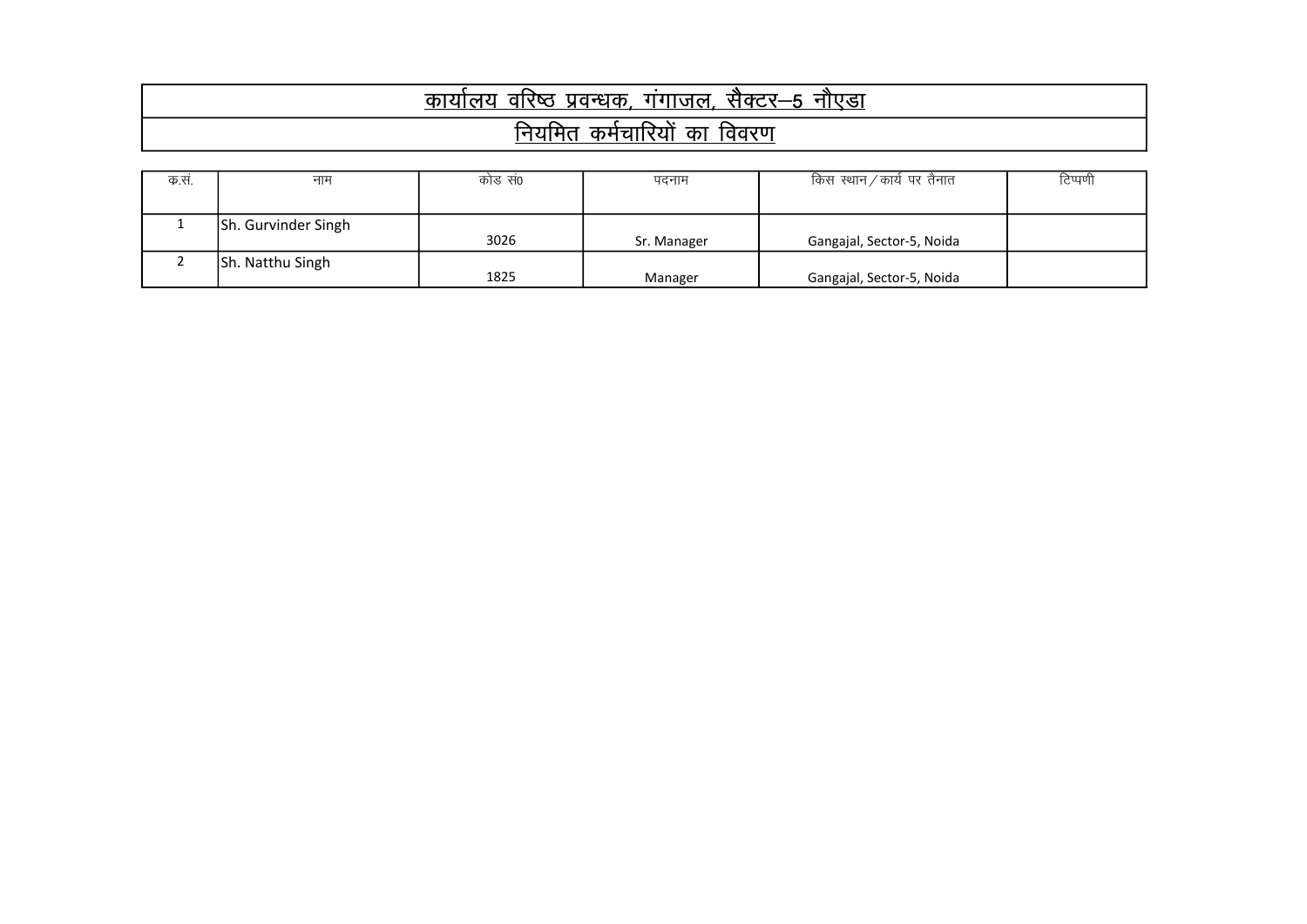## कार्यालय वरिष्ठ प्रवन्धक, गंगाजल, सैक्टर–5 नौएडा

## नियमित कर्मचारियों का विवरण

| क.सं. | नाम | कोड सं0 | पदनाम | किस स्थान / कार्य पर तैनात | टिप्पणी |
|---|---|---|---|---|---|
| 1 | Sh. Gurvinder Singh | 3026 | Sr. Manager | Gangajal, Sector-5, Noida | |
| 2 | Sh. Natthu Singh | 1825 | Manager | Gangajal, Sector-5, Noida | |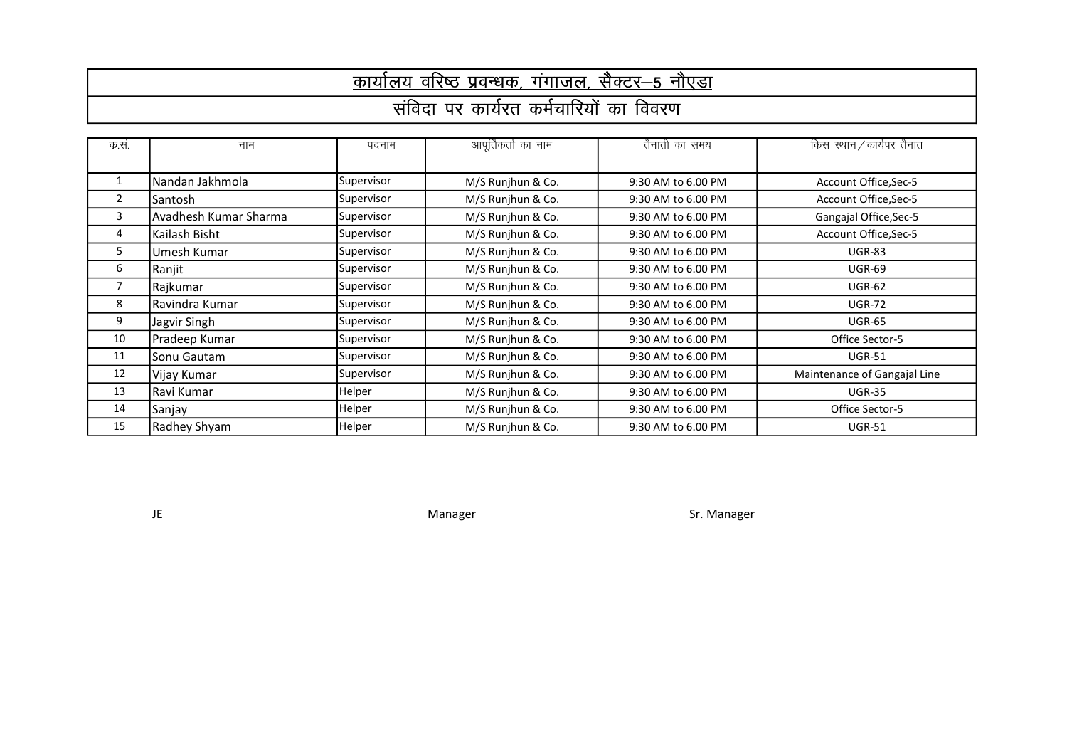# कार्यालय वरिष्ठ प्रवन्धक, गंगाजल, सैक्टर–5 नौएडा

## संविदा पर कार्यरत कर्मचारियों का विवरण

| क्र.सं. | नाम | पदनाम | आपूर्तिकर्ता का नाम | तैनाती का समय | किस स्थान / कार्यपर तैनात |
|---|---|---|---|---|---|
| 1 | Nandan Jakhmola | Supervisor | M/S Runjhun & Co. | 9:30 AM to 6.00 PM | Account Office,Sec-5 |
| 2 | Santosh | Supervisor | M/S Runjhun & Co. | 9:30 AM to 6.00 PM | Account Office,Sec-5 |
| 3 | Avadhesh Kumar Sharma | Supervisor | M/S Runjhun & Co. | 9:30 AM to 6.00 PM | Gangajal Office,Sec-5 |
| 4 | Kailash Bisht | Supervisor | M/S Runjhun & Co. | 9:30 AM to 6.00 PM | Account Office,Sec-5 |
| 5 | Umesh Kumar | Supervisor | M/S Runjhun & Co. | 9:30 AM to 6.00 PM | UGR-83 |
| 6 | Ranjit | Supervisor | M/S Runjhun & Co. | 9:30 AM to 6.00 PM | UGR-69 |
| 7 | Rajkumar | Supervisor | M/S Runjhun & Co. | 9:30 AM to 6.00 PM | UGR-62 |
| 8 | Ravindra Kumar | Supervisor | M/S Runjhun & Co. | 9:30 AM to 6.00 PM | UGR-72 |
| 9 | Jagvir Singh | Supervisor | M/S Runjhun & Co. | 9:30 AM to 6.00 PM | UGR-65 |
| 10 | Pradeep Kumar | Supervisor | M/S Runjhun & Co. | 9:30 AM to 6.00 PM | Office Sector-5 |
| 11 | Sonu Gautam | Supervisor | M/S Runjhun & Co. | 9:30 AM to 6.00 PM | UGR-51 |
| 12 | Vijay Kumar | Supervisor | M/S Runjhun & Co. | 9:30 AM to 6.00 PM | Maintenance of Gangajal Line |
| 13 | Ravi Kumar | Helper | M/S Runjhun & Co. | 9:30 AM to 6.00 PM | UGR-35 |
| 14 | Sanjay | Helper | M/S Runjhun & Co. | 9:30 AM to 6.00 PM | Office Sector-5 |
| 15 | Radhey Shyam | Helper | M/S Runjhun & Co. | 9:30 AM to 6.00 PM | UGR-51 |

JE Manager Sr. Manager